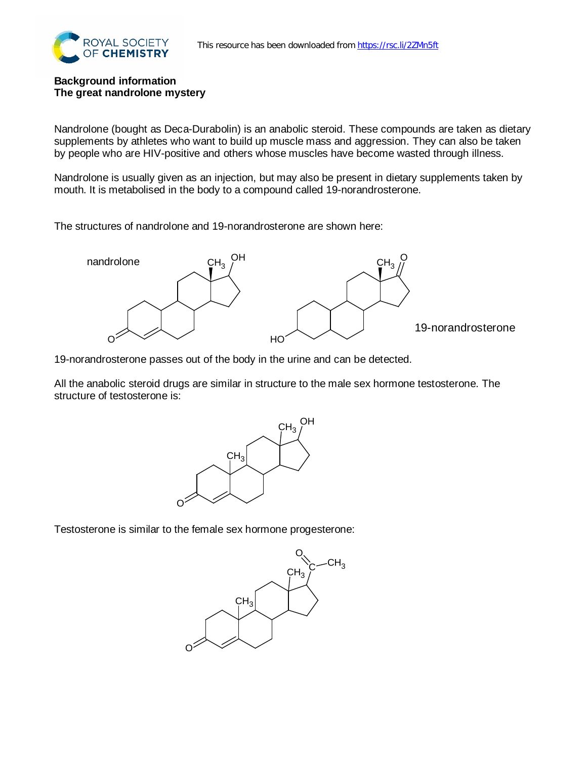## Background information
## The great nandrolone mystery

Nandrolone (bought as Deca-Durabolin) is an anabolic steroid. These compounds are taken as dietary supplements by athletes who want to build up muscle mass and aggression. They can also be taken by people who are HIV-positive and others whose muscles have become wasted through illness.

Nandrolone is usually given as an injection, but may also be present in dietary supplements taken by mouth. It is metabolised in the body to a compound called 19-norandrosterone.

The structures of nandrolone and 19-norandrosterone are shown here:

19-norandrosterone passes out of the body in the urine and can be detected.

All the anabolic steroid drugs are similar in structure to the male sex hormone testosterone. The structure of testosterone is:

Testosterone is similar to the female sex hormone progesterone: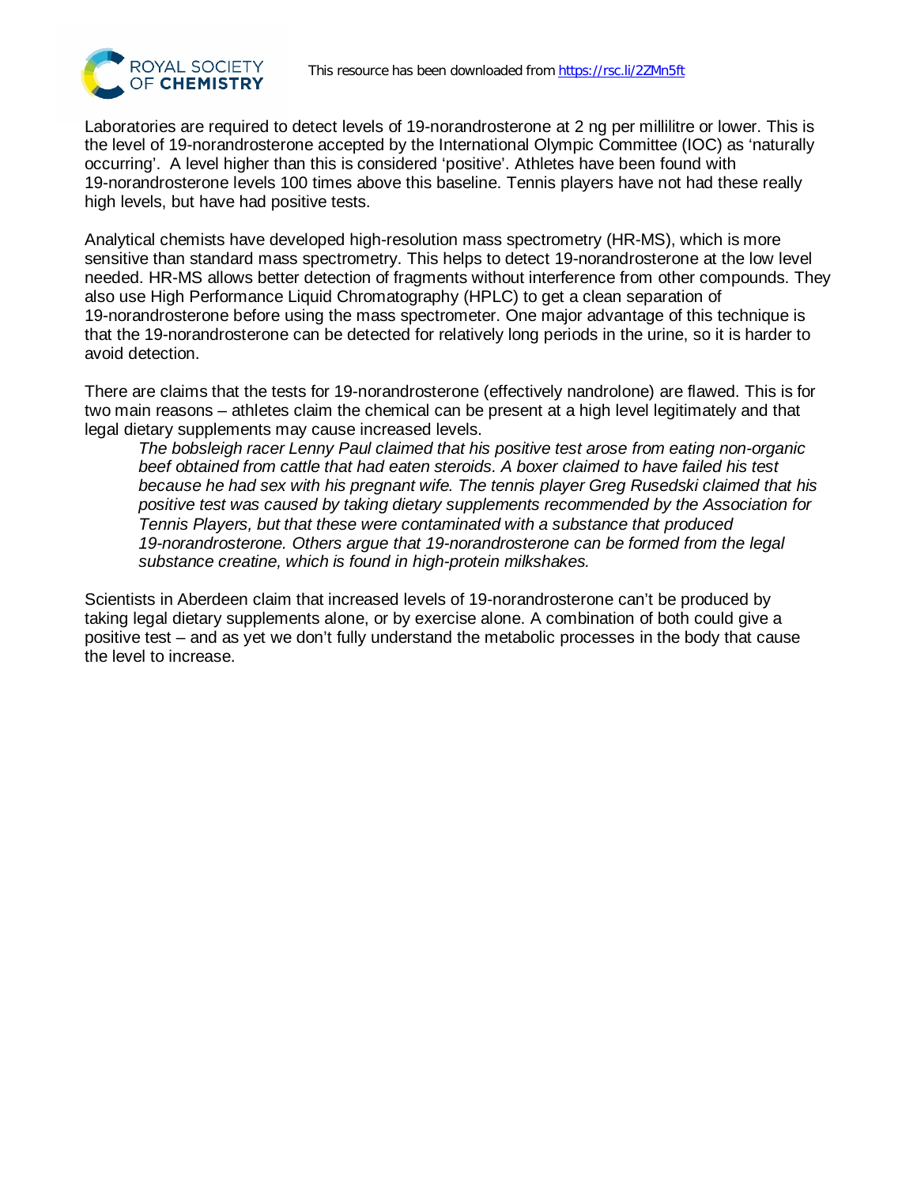Laboratories are required to detect levels of 19-norandrosterone at 2 ng per millilitre or lower. This is the level of 19-norandrosterone accepted by the International Olympic Committee (IOC) as 'naturally occurring'. A level higher than this is considered 'positive'. Athletes have been found with 19-norandrosterone levels 100 times above this baseline. Tennis players have not had these really high levels, but have had positive tests.

Analytical chemists have developed high-resolution mass spectrometry (HR-MS), which is more sensitive than standard mass spectrometry. This helps to detect 19-norandrosterone at the low level needed. HR-MS allows better detection of fragments without interference from other compounds. They also use High Performance Liquid Chromatography (HPLC) to get a clean separation of 19-norandrosterone before using the mass spectrometer. One major advantage of this technique is that the 19-norandrosterone can be detected for relatively long periods in the urine, so it is harder to avoid detection.

There are claims that the tests for 19-norandrosterone (effectively nandrolone) are flawed. This is for two main reasons – athletes claim the chemical can be present at a high level legitimately and that legal dietary supplements may cause increased levels.

> *The bobsleigh racer Lenny Paul claimed that his positive test arose from eating non-organic beef obtained from cattle that had eaten steroids. A boxer claimed to have failed his test because he had sex with his pregnant wife. The tennis player Greg Rusedski claimed that his positive test was caused by taking dietary supplements recommended by the Association for Tennis Players, but that these were contaminated with a substance that produced 19-norandrosterone. Others argue that 19-norandrosterone can be formed from the legal substance creatine, which is found in high-protein milkshakes.*

Scientists in Aberdeen claim that increased levels of 19-norandrosterone can't be produced by taking legal dietary supplements alone, or by exercise alone. A combination of both could give a positive test – and as yet we don't fully understand the metabolic processes in the body that cause the level to increase.